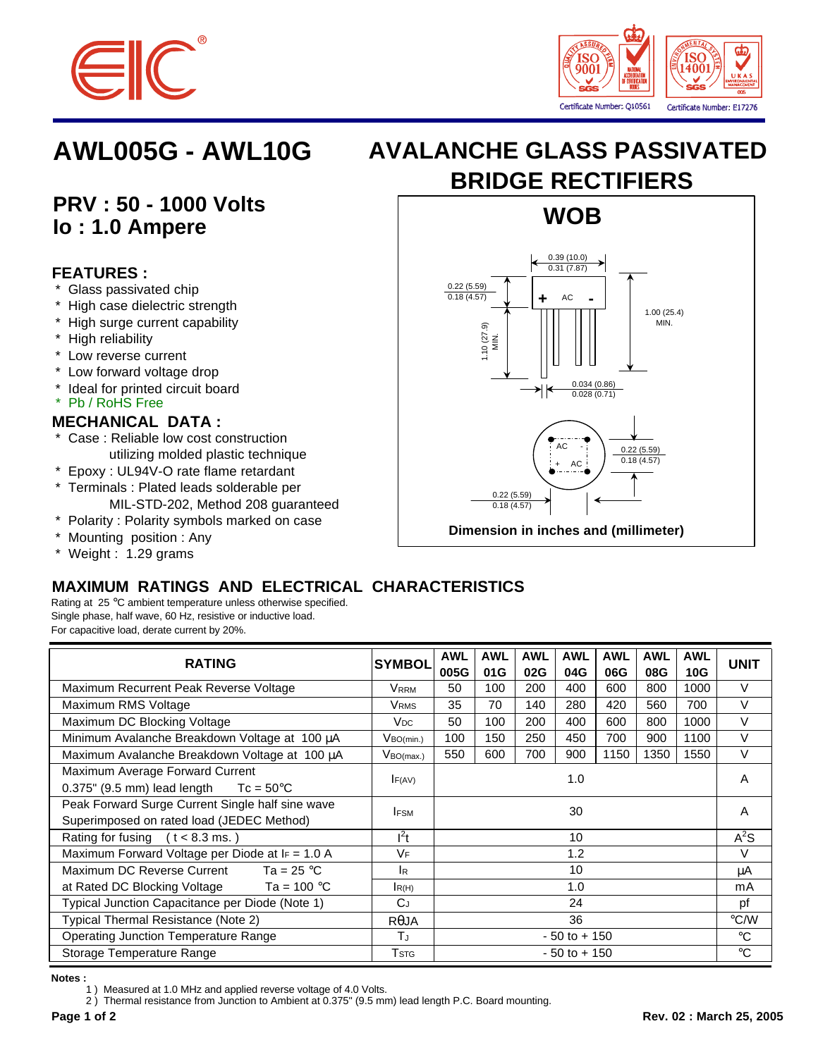# AWL005G - AWL10G

# AVALANCHE GLASS PASSIVATED BRIDGE RECTIFIERS

**PRV : 50 - 1000 Volts**
**Io : 1.0 Ampere**

## FEATURES :

- Glass passivated chip
- High case dielectric strength
- High surge current capability
- High reliability
- Low reverse current
- Low forward voltage drop
- Ideal for printed circuit board
- Pb / RoHS Free

## MECHANICAL DATA :

- Case : Reliable low cost construction utilizing molded plastic technique
- Epoxy : UL94V-O rate flame retardant
- Terminals : Plated leads solderable per MIL-STD-202, Method 208 guaranteed
- Polarity : Polarity symbols marked on case
- Mounting position : Any
- Weight : 1.29 grams

**WOB**

0.39 (10.0) / 0.31 (7.87); 0.22 (5.59) / 0.18 (4.57); 1.10 (27.9) MIN.; 1.00 (25.4) MIN.; 0.034 (0.86) / 0.028 (0.71); 0.22 (5.59) / 0.18 (4.57); 0.22 (5.59) / 0.18 (4.57)

**Dimension in inches and (millimeter)**

## MAXIMUM RATINGS AND ELECTRICAL CHARACTERISTICS

Rating at 25 °C ambient temperature unless otherwise specified.
Single phase, half wave, 60 Hz, resistive or inductive load.
For capacitive load, derate current by 20%.

| RATING | SYMBOL | AWL 005G | AWL 01G | AWL 02G | AWL 04G | AWL 06G | AWL 08G | AWL 10G | UNIT |
|---|---|---|---|---|---|---|---|---|---|
| Maximum Recurrent Peak Reverse Voltage | $V_{RRM}$ | 50 | 100 | 200 | 400 | 600 | 800 | 1000 | V |
| Maximum RMS Voltage | $V_{RMS}$ | 35 | 70 | 140 | 280 | 420 | 560 | 700 | V |
| Maximum DC Blocking Voltage | $V_{DC}$ | 50 | 100 | 200 | 400 | 600 | 800 | 1000 | V |
| Minimum Avalanche Breakdown Voltage at 100 µA | $V_{BO(min.)}$ | 100 | 150 | 250 | 450 | 700 | 900 | 1100 | V |
| Maximum Avalanche Breakdown Voltage at 100 µA | $V_{BO(max.)}$ | 550 | 600 | 700 | 900 | 1150 | 1350 | 1550 | V |
| Maximum Average Forward Current 0.375" (9.5 mm) lead length Tc = 50°C | $I_{F(AV)}$ | 1.0 | | | | | | | A |
| Peak Forward Surge Current Single half sine wave Superimposed on rated load (JEDEC Method) | $I_{FSM}$ | 30 | | | | | | | A |
| Rating for fusing ( t < 8.3 ms. ) | $I^2t$ | 10 | | | | | | | $A^2S$ |
| Maximum Forward Voltage per Diode at $I_F$ = 1.0 A | $V_F$ | 1.2 | | | | | | | V |
| Maximum DC Reverse Current Ta = 25 °C | $I_R$ | 10 | | | | | | | µA |
| at Rated DC Blocking Voltage Ta = 100 °C | $I_{R(H)}$ | 1.0 | | | | | | | mA |
| Typical Junction Capacitance per Diode (Note 1) | $C_J$ | 24 | | | | | | | pf |
| Typical Thermal Resistance (Note 2) | $R\theta JA$ | 36 | | | | | | | °C/W |
| Operating Junction Temperature Range | $T_J$ | - 50 to + 150 | | | | | | | °C |
| Storage Temperature Range | $T_{STG}$ | - 50 to + 150 | | | | | | | °C |

**Notes :**

1 ) Measured at 1.0 MHz and applied reverse voltage of 4.0 Volts.
2 ) Thermal resistance from Junction to Ambient at 0.375" (9.5 mm) lead length P.C. Board mounting.

**Rev. 02 : March 25, 2005**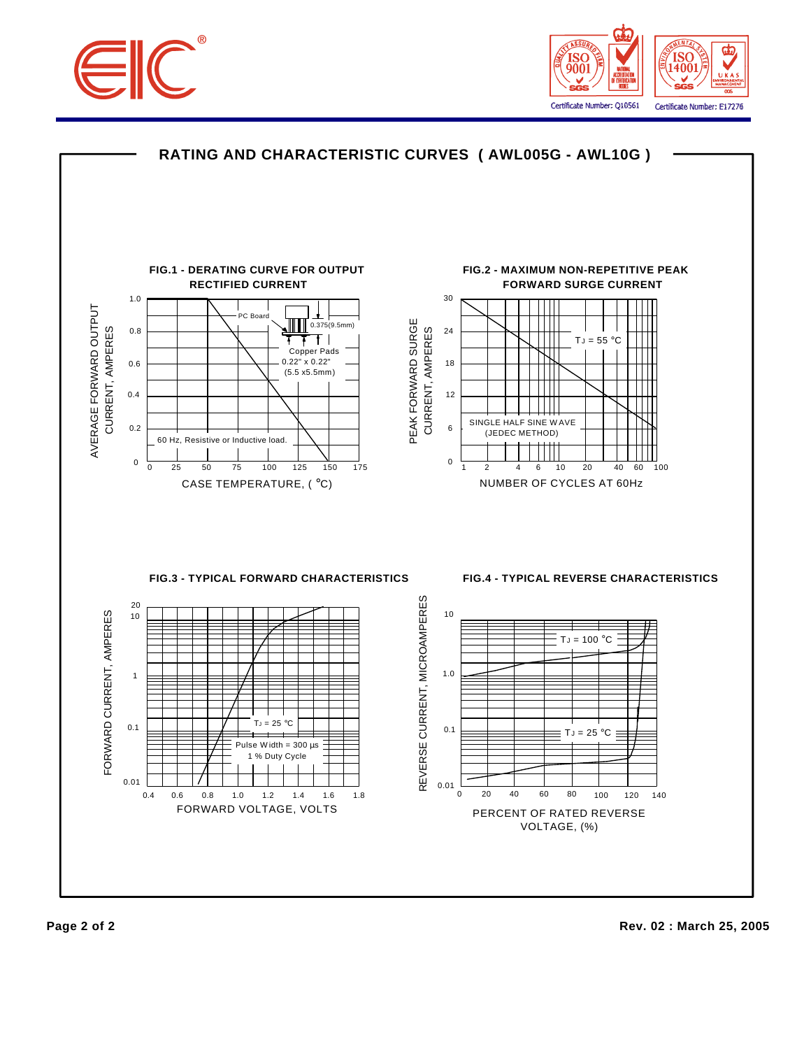## RATING AND CHARACTERISTIC CURVES ( AWL005G - AWL10G )

**FIG.1 - DERATING CURVE FOR OUTPUT RECTIFIED CURRENT**

AVERAGE FORWARD OUTPUT CURRENT, AMPERES

1.0
0.8
0.6
0.4
0.2
0

PC Board
0.375(9.5mm)
Copper Pads
0.22" x 0.22"
(5.5 x5.5mm)
60 Hz, Resistive or Inductive load.

0 25 50 75 100 125 150 175

CASE TEMPERATURE, ( °C)

**FIG.2 - MAXIMUM NON-REPETITIVE PEAK FORWARD SURGE CURRENT**

PEAK FORWARD SURGE CURRENT, AMPERES

30
24
18
12
6
0

$T_J$ = 55 °C
SINGLE HALF SINE WAVE
(JEDEC METHOD)

1 2 4 6 10 20 40 60 100

NUMBER OF CYCLES AT 60Hz

**FIG.3 - TYPICAL FORWARD CHARACTERISTICS**

FORWARD CURRENT, AMPERES

20
10
1
0.1
0.01

$T_J$ = 25 °C
Pulse Width = 300 µs
1 % Duty Cycle

0.4 0.6 0.8 1.0 1.2 1.4 1.6 1.8

FORWARD VOLTAGE, VOLTS

**FIG.4 - TYPICAL REVERSE CHARACTERISTICS**

REVERSE CURRENT, MICROAMPERES

10
1.0
0.1
0.01

$T_J$ = 100 °C
$T_J$ = 25 °C

0 20 40 60 80 100 120 140

PERCENT OF RATED REVERSE VOLTAGE, (%)

Rev. 02 : March 25, 2005